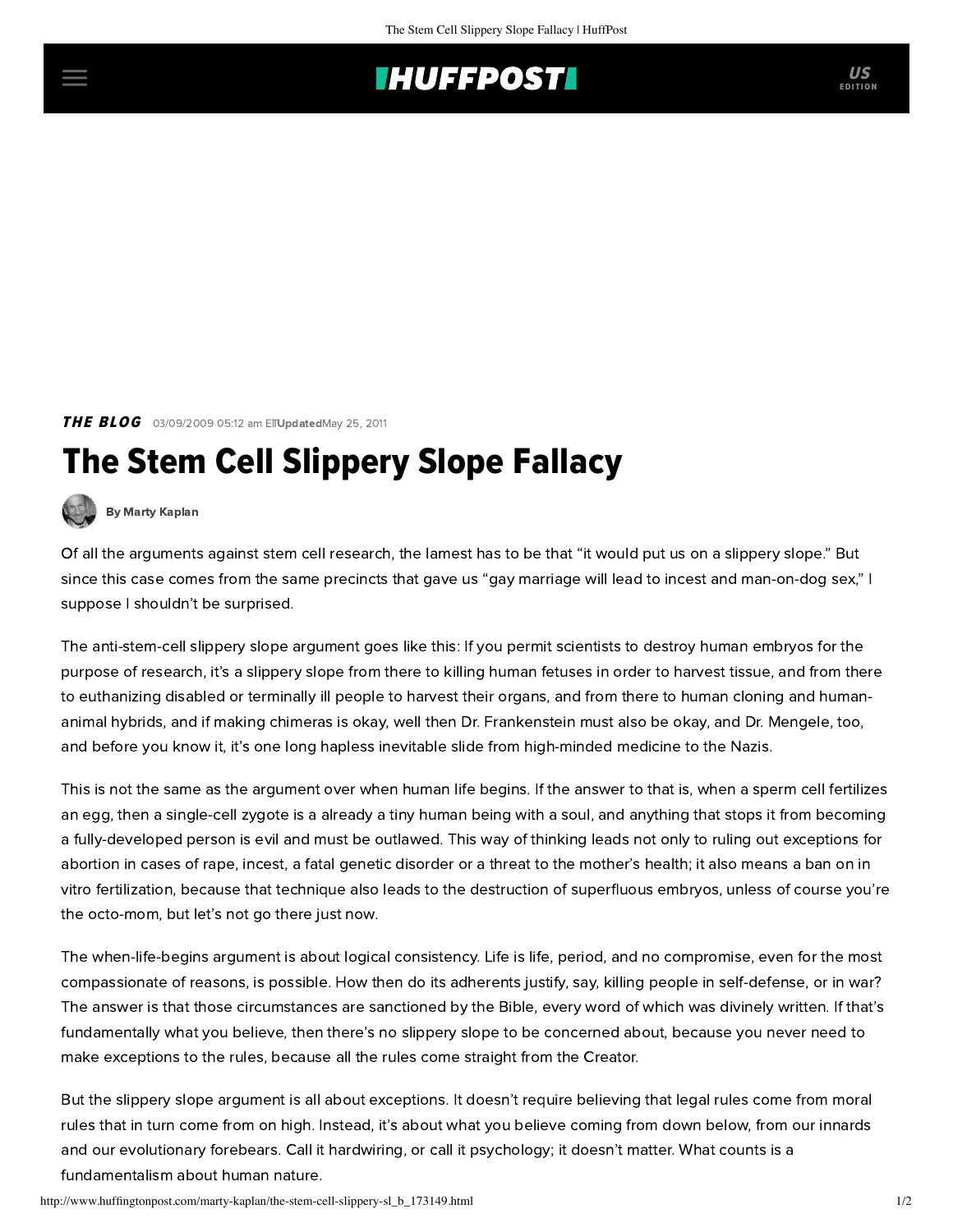**THE BLOG** 03/09/2009 05:12 am ET **Updated** May 25, 2011

# The Stem Cell Slippery Slope Fallacy

By Marty Kaplan

Of all the arguments against stem cell research, the lamest has to be that "it would put us on a slippery slope." But since this case comes from the same precincts that gave us "gay marriage will lead to incest and man-on-dog sex," I suppose I shouldn't be surprised.

The anti-stem-cell slippery slope argument goes like this: If you permit scientists to destroy human embryos for the purpose of research, it's a slippery slope from there to killing human fetuses in order to harvest tissue, and from there to euthanizing disabled or terminally ill people to harvest their organs, and from there to human cloning and human-animal hybrids, and if making chimeras is okay, well then Dr. Frankenstein must also be okay, and Dr. Mengele, too, and before you know it, it's one long hapless inevitable slide from high-minded medicine to the Nazis.

This is not the same as the argument over when human life begins. If the answer to that is, when a sperm cell fertilizes an egg, then a single-cell zygote is a already a tiny human being with a soul, and anything that stops it from becoming a fully-developed person is evil and must be outlawed. This way of thinking leads not only to ruling out exceptions for abortion in cases of rape, incest, a fatal genetic disorder or a threat to the mother's health; it also means a ban on in vitro fertilization, because that technique also leads to the destruction of superfluous embryos, unless of course you're the octo-mom, but let's not go there just now.

The when-life-begins argument is about logical consistency. Life is life, period, and no compromise, even for the most compassionate of reasons, is possible. How then do its adherents justify, say, killing people in self-defense, or in war? The answer is that those circumstances are sanctioned by the Bible, every word of which was divinely written. If that's fundamentally what you believe, then there's no slippery slope to be concerned about, because you never need to make exceptions to the rules, because all the rules come straight from the Creator.

But the slippery slope argument is all about exceptions. It doesn't require believing that legal rules come from moral rules that in turn come from on high. Instead, it's about what you believe coming from down below, from our innards and our evolutionary forebears. Call it hardwiring, or call it psychology; it doesn't matter. What counts is a fundamentalism about human nature.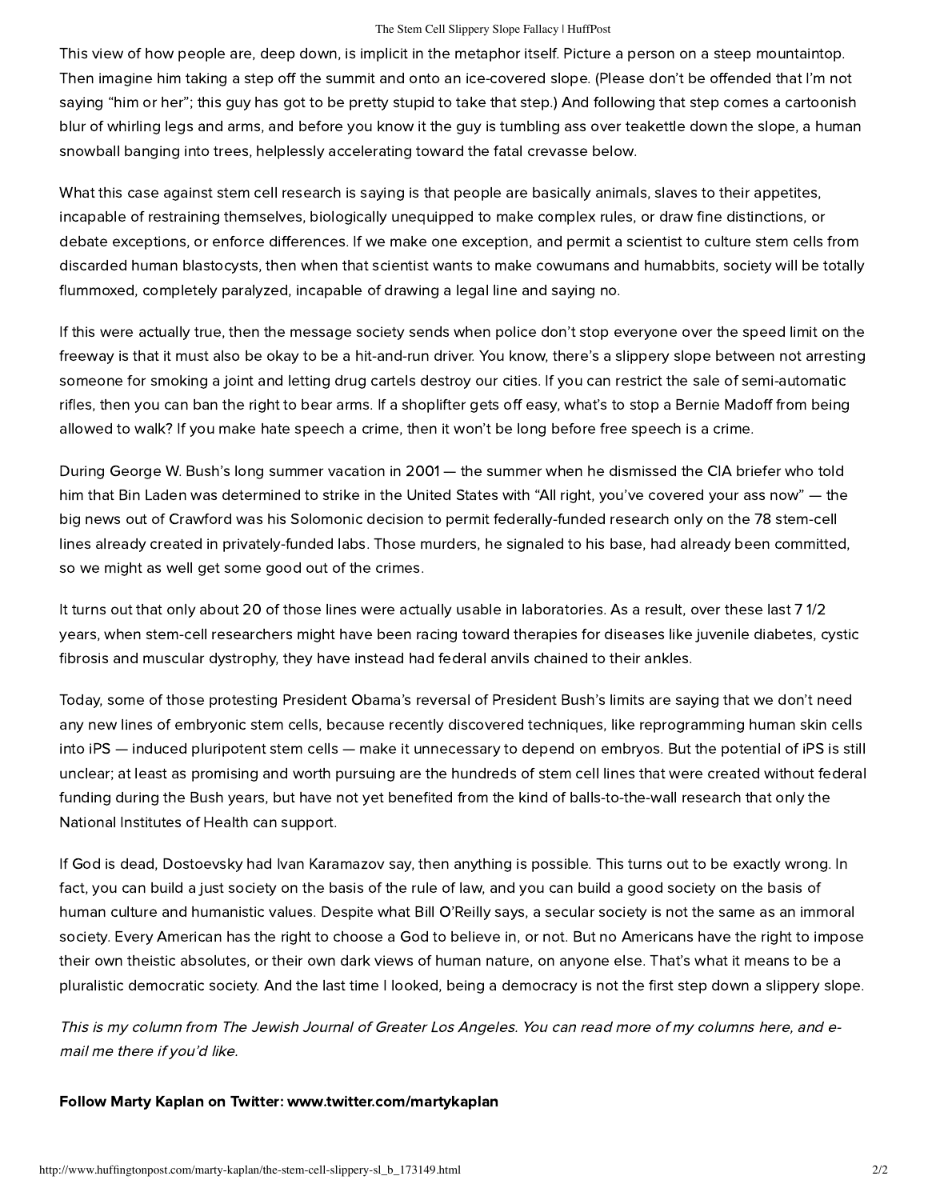This view of how people are, deep down, is implicit in the metaphor itself. Picture a person on a steep mountaintop. Then imagine him taking a step off the summit and onto an ice-covered slope. (Please don't be offended that I'm not saying "him or her"; this guy has got to be pretty stupid to take that step.) And following that step comes a cartoonish blur of whirling legs and arms, and before you know it the guy is tumbling ass over teakettle down the slope, a human snowball banging into trees, helplessly accelerating toward the fatal crevasse below.

What this case against stem cell research is saying is that people are basically animals, slaves to their appetites, incapable of restraining themselves, biologically unequipped to make complex rules, or draw fine distinctions, or debate exceptions, or enforce differences. If we make one exception, and permit a scientist to culture stem cells from discarded human blastocysts, then when that scientist wants to make cowumans and humabbits, society will be totally flummoxed, completely paralyzed, incapable of drawing a legal line and saying no.

If this were actually true, then the message society sends when police don't stop everyone over the speed limit on the freeway is that it must also be okay to be a hit-and-run driver. You know, there's a slippery slope between not arresting someone for smoking a joint and letting drug cartels destroy our cities. If you can restrict the sale of semi-automatic rifles, then you can ban the right to bear arms. If a shoplifter gets off easy, what's to stop a Bernie Madoff from being allowed to walk? If you make hate speech a crime, then it won't be long before free speech is a crime.

During George W. Bush's long summer vacation in 2001 — the summer when he dismissed the CIA briefer who told him that Bin Laden was determined to strike in the United States with "All right, you've covered your ass now" — the big news out of Crawford was his Solomonic decision to permit federally-funded research only on the 78 stem-cell lines already created in privately-funded labs. Those murders, he signaled to his base, had already been committed, so we might as well get some good out of the crimes.

It turns out that only about 20 of those lines were actually usable in laboratories. As a result, over these last 7 1/2 years, when stem-cell researchers might have been racing toward therapies for diseases like juvenile diabetes, cystic fibrosis and muscular dystrophy, they have instead had federal anvils chained to their ankles.

Today, some of those protesting President Obama's reversal of President Bush's limits are saying that we don't need any new lines of embryonic stem cells, because recently discovered techniques, like reprogramming human skin cells into iPS — induced pluripotent stem cells — make it unnecessary to depend on embryos. But the potential of iPS is still unclear; at least as promising and worth pursuing are the hundreds of stem cell lines that were created without federal funding during the Bush years, but have not yet benefited from the kind of balls-to-the-wall research that only the National Institutes of Health can support.

If God is dead, Dostoevsky had Ivan Karamazov say, then anything is possible. This turns out to be exactly wrong. In fact, you can build a just society on the basis of the rule of law, and you can build a good society on the basis of human culture and humanistic values. Despite what Bill O'Reilly says, a secular society is not the same as an immoral society. Every American has the right to choose a God to believe in, or not. But no Americans have the right to impose their own theistic absolutes, or their own dark views of human nature, on anyone else. That's what it means to be a pluralistic democratic society. And the last time I looked, being a democracy is not the first step down a slippery slope.

*This is my column from The Jewish Journal of Greater Los Angeles. You can read more of my columns here, and e-mail me there if you'd like.*

**Follow Marty Kaplan on Twitter: www.twitter.com/martykaplan**